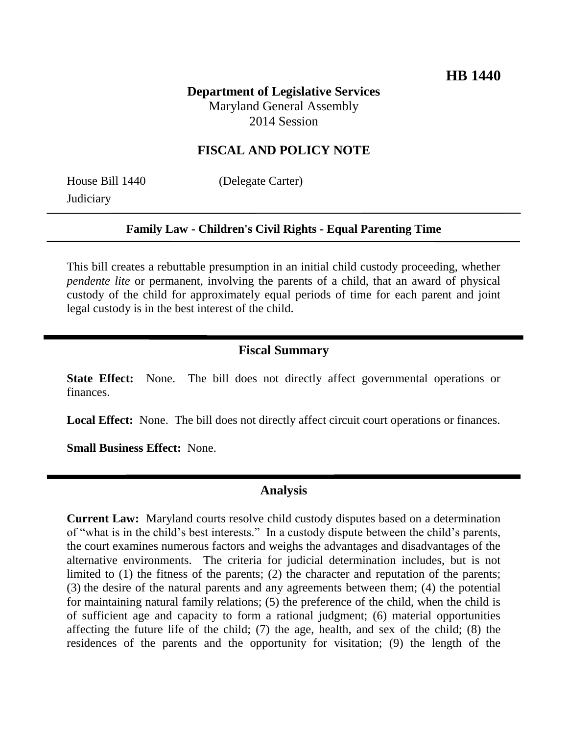**HB 1440**

**Department of Legislative Services**
Maryland General Assembly
2014 Session

## FISCAL AND POLICY NOTE

House Bill 1440 (Delegate Carter)
Judiciary

---

**Family Law - Children's Civil Rights - Equal Parenting Time**

---

This bill creates a rebuttable presumption in an initial child custody proceeding, whether *pendente lite* or permanent, involving the parents of a child, that an award of physical custody of the child for approximately equal periods of time for each parent and joint legal custody is in the best interest of the child.

## Fiscal Summary

**State Effect:** None. The bill does not directly affect governmental operations or finances.

**Local Effect:** None. The bill does not directly affect circuit court operations or finances.

**Small Business Effect:** None.

## Analysis

**Current Law:** Maryland courts resolve child custody disputes based on a determination of "what is in the child's best interests." In a custody dispute between the child's parents, the court examines numerous factors and weighs the advantages and disadvantages of the alternative environments. The criteria for judicial determination includes, but is not limited to (1) the fitness of the parents; (2) the character and reputation of the parents; (3) the desire of the natural parents and any agreements between them; (4) the potential for maintaining natural family relations; (5) the preference of the child, when the child is of sufficient age and capacity to form a rational judgment; (6) material opportunities affecting the future life of the child; (7) the age, health, and sex of the child; (8) the residences of the parents and the opportunity for visitation; (9) the length of the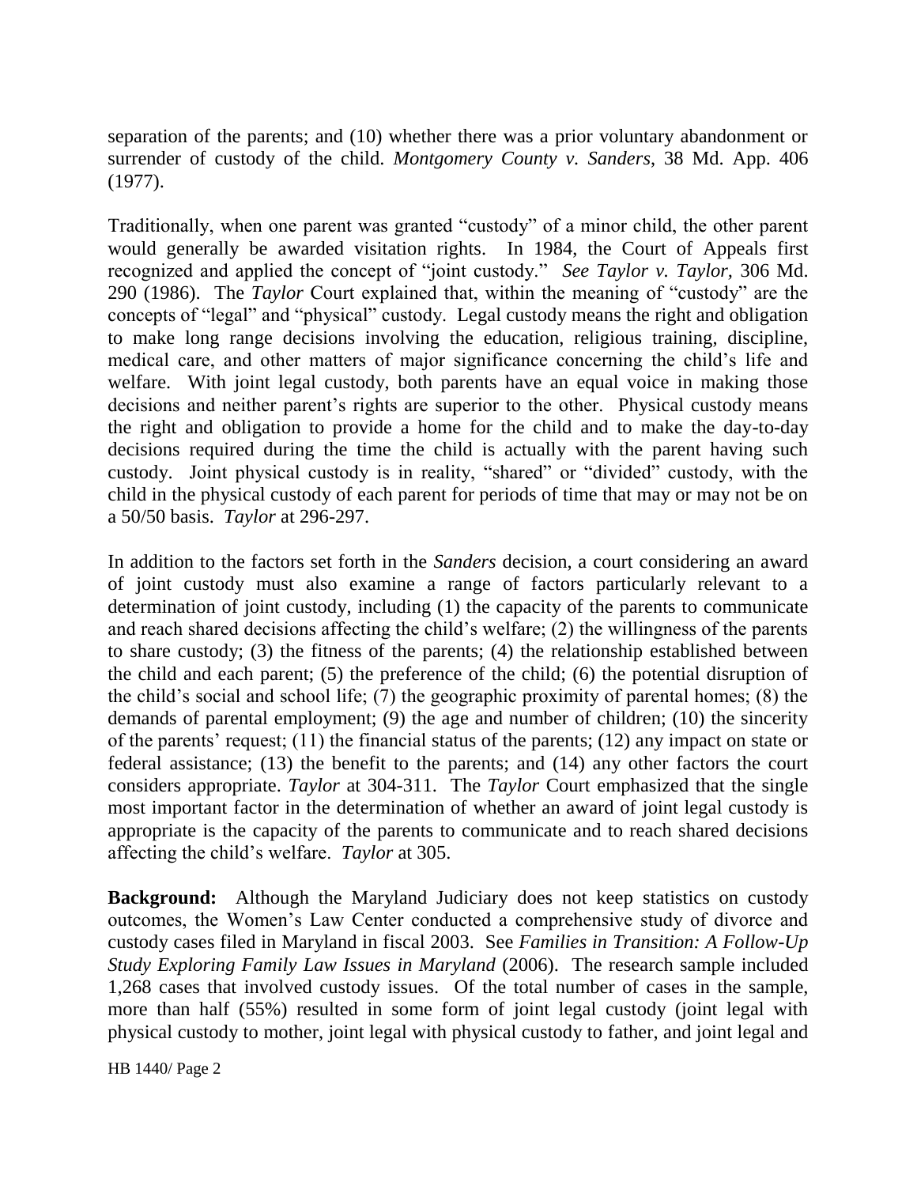separation of the parents; and (10) whether there was a prior voluntary abandonment or surrender of custody of the child. *Montgomery County v. Sanders*, 38 Md. App. 406 (1977).

Traditionally, when one parent was granted "custody" of a minor child, the other parent would generally be awarded visitation rights. In 1984, the Court of Appeals first recognized and applied the concept of "joint custody." *See Taylor v. Taylor*, 306 Md. 290 (1986). The *Taylor* Court explained that, within the meaning of "custody" are the concepts of "legal" and "physical" custody. Legal custody means the right and obligation to make long range decisions involving the education, religious training, discipline, medical care, and other matters of major significance concerning the child's life and welfare. With joint legal custody, both parents have an equal voice in making those decisions and neither parent's rights are superior to the other. Physical custody means the right and obligation to provide a home for the child and to make the day-to-day decisions required during the time the child is actually with the parent having such custody. Joint physical custody is in reality, "shared" or "divided" custody, with the child in the physical custody of each parent for periods of time that may or may not be on a 50/50 basis. *Taylor* at 296-297.

In addition to the factors set forth in the *Sanders* decision, a court considering an award of joint custody must also examine a range of factors particularly relevant to a determination of joint custody, including (1) the capacity of the parents to communicate and reach shared decisions affecting the child's welfare; (2) the willingness of the parents to share custody; (3) the fitness of the parents; (4) the relationship established between the child and each parent; (5) the preference of the child; (6) the potential disruption of the child's social and school life; (7) the geographic proximity of parental homes; (8) the demands of parental employment; (9) the age and number of children; (10) the sincerity of the parents' request; (11) the financial status of the parents; (12) any impact on state or federal assistance; (13) the benefit to the parents; and (14) any other factors the court considers appropriate. *Taylor* at 304-311. The *Taylor* Court emphasized that the single most important factor in the determination of whether an award of joint legal custody is appropriate is the capacity of the parents to communicate and to reach shared decisions affecting the child's welfare. *Taylor* at 305.

**Background:** Although the Maryland Judiciary does not keep statistics on custody outcomes, the Women's Law Center conducted a comprehensive study of divorce and custody cases filed in Maryland in fiscal 2003. See *Families in Transition: A Follow-Up Study Exploring Family Law Issues in Maryland* (2006). The research sample included 1,268 cases that involved custody issues. Of the total number of cases in the sample, more than half (55%) resulted in some form of joint legal custody (joint legal with physical custody to mother, joint legal with physical custody to father, and joint legal and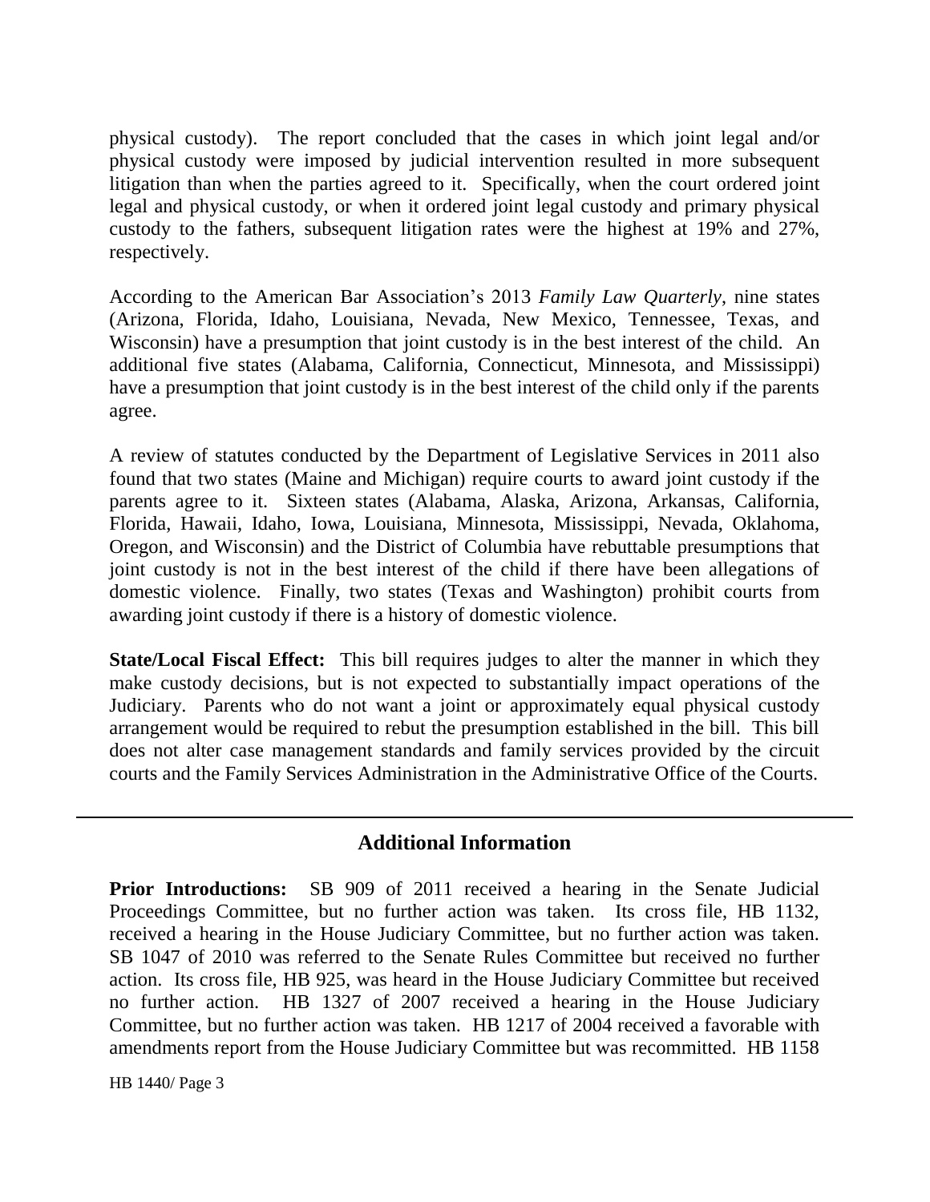physical custody). The report concluded that the cases in which joint legal and/or physical custody were imposed by judicial intervention resulted in more subsequent litigation than when the parties agreed to it. Specifically, when the court ordered joint legal and physical custody, or when it ordered joint legal custody and primary physical custody to the fathers, subsequent litigation rates were the highest at 19% and 27%, respectively.

According to the American Bar Association's 2013 *Family Law Quarterly*, nine states (Arizona, Florida, Idaho, Louisiana, Nevada, New Mexico, Tennessee, Texas, and Wisconsin) have a presumption that joint custody is in the best interest of the child. An additional five states (Alabama, California, Connecticut, Minnesota, and Mississippi) have a presumption that joint custody is in the best interest of the child only if the parents agree.

A review of statutes conducted by the Department of Legislative Services in 2011 also found that two states (Maine and Michigan) require courts to award joint custody if the parents agree to it. Sixteen states (Alabama, Alaska, Arizona, Arkansas, California, Florida, Hawaii, Idaho, Iowa, Louisiana, Minnesota, Mississippi, Nevada, Oklahoma, Oregon, and Wisconsin) and the District of Columbia have rebuttable presumptions that joint custody is not in the best interest of the child if there have been allegations of domestic violence. Finally, two states (Texas and Washington) prohibit courts from awarding joint custody if there is a history of domestic violence.

**State/Local Fiscal Effect:** This bill requires judges to alter the manner in which they make custody decisions, but is not expected to substantially impact operations of the Judiciary. Parents who do not want a joint or approximately equal physical custody arrangement would be required to rebut the presumption established in the bill. This bill does not alter case management standards and family services provided by the circuit courts and the Family Services Administration in the Administrative Office of the Courts.

## Additional Information

**Prior Introductions:** SB 909 of 2011 received a hearing in the Senate Judicial Proceedings Committee, but no further action was taken. Its cross file, HB 1132, received a hearing in the House Judiciary Committee, but no further action was taken. SB 1047 of 2010 was referred to the Senate Rules Committee but received no further action. Its cross file, HB 925, was heard in the House Judiciary Committee but received no further action. HB 1327 of 2007 received a hearing in the House Judiciary Committee, but no further action was taken. HB 1217 of 2004 received a favorable with amendments report from the House Judiciary Committee but was recommitted. HB 1158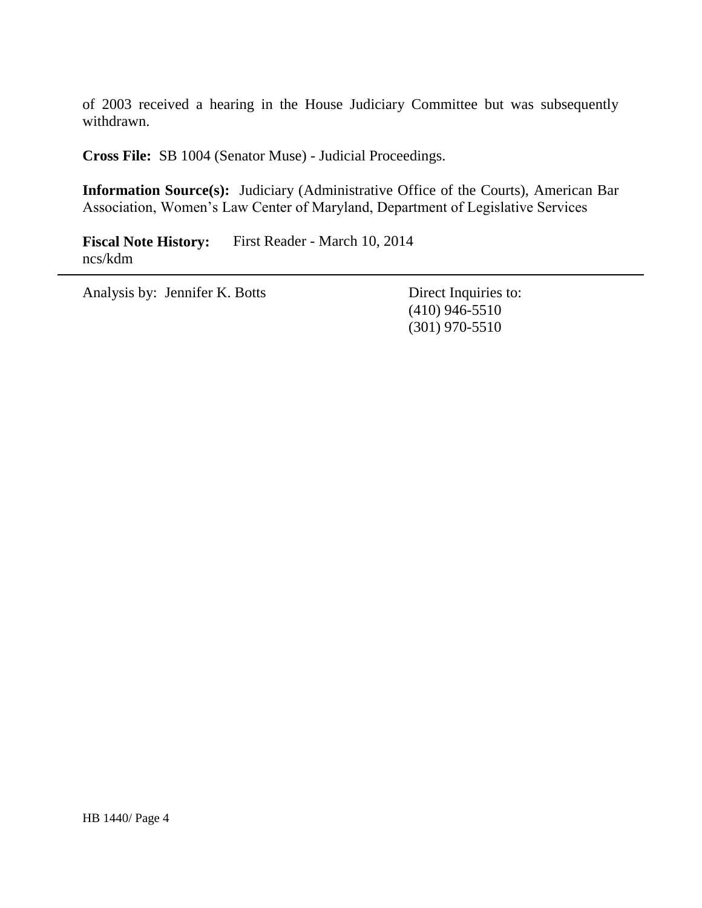of 2003 received a hearing in the House Judiciary Committee but was subsequently withdrawn.

**Cross File:** SB 1004 (Senator Muse) - Judicial Proceedings.

**Information Source(s):** Judiciary (Administrative Office of the Courts), American Bar Association, Women's Law Center of Maryland, Department of Legislative Services

**Fiscal Note History:** First Reader - March 10, 2014
ncs/kdm

---

Analysis by: Jennifer K. Botts

Direct Inquiries to:
(410) 946-5510
(301) 970-5510